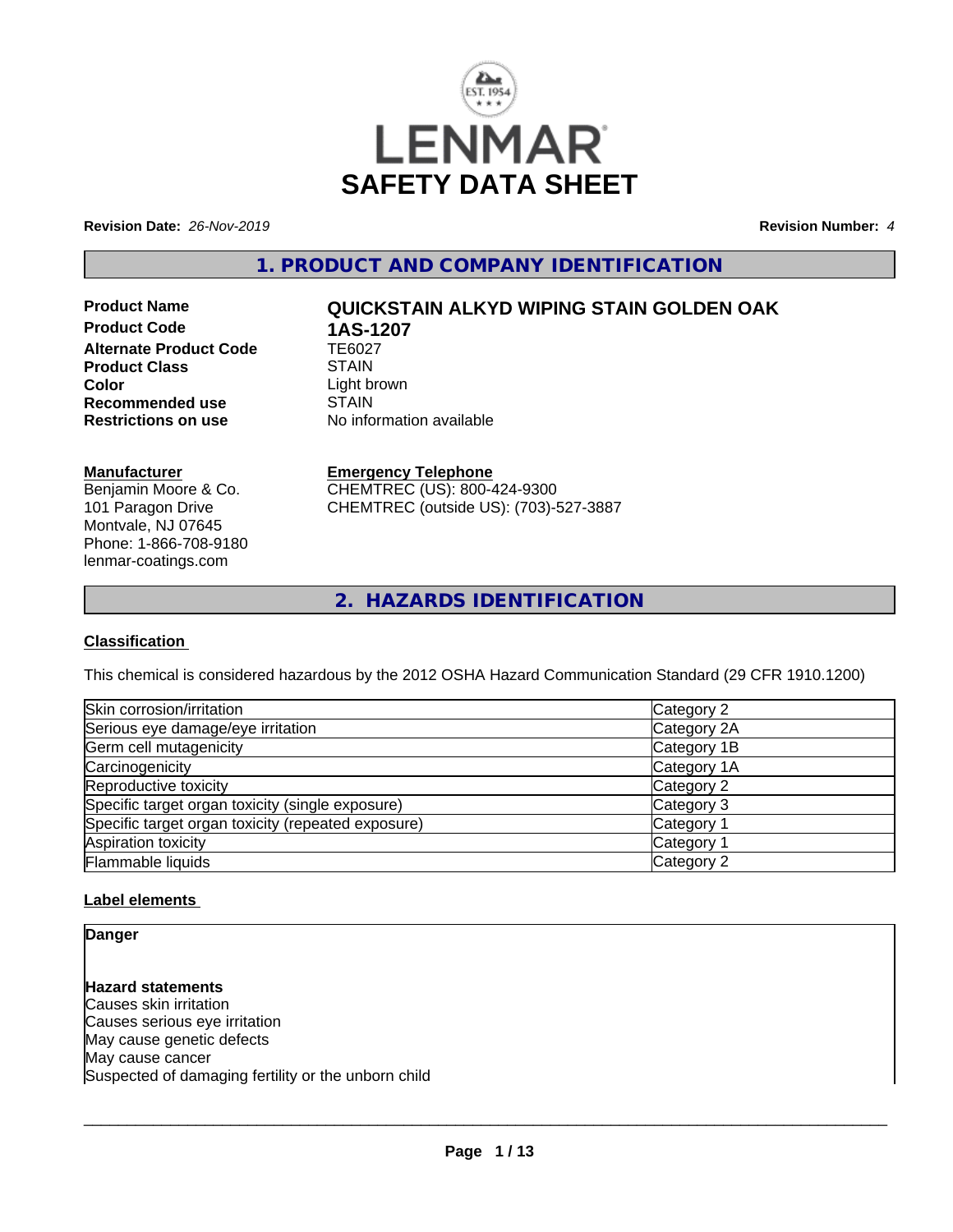# LENMAR

# SAFETY DATA SHEET

**Revision Date:** *26-Nov-2019* **Revision Number:** *4*

## 1. PRODUCT AND COMPANY IDENTIFICATION

| | |
|---|---|
| **Product Name** | **QUICKSTAIN ALKYD WIPING STAIN GOLDEN OAK** |
| **Product Code** | **1AS-1207** |
| **Alternate Product Code** | TE6027 |
| **Product Class** | STAIN |
| **Color** | Light brown |
| **Recommended use** | STAIN |
| **Restrictions on use** | No information available |

**Manufacturer**
Benjamin Moore & Co.
101 Paragon Drive
Montvale, NJ 07645
Phone: 1-866-708-9180
lenmar-coatings.com

**Emergency Telephone**
CHEMTREC (US): 800-424-9300
CHEMTREC (outside US): (703)-527-3887

## 2. HAZARDS IDENTIFICATION

### Classification

This chemical is considered hazardous by the 2012 OSHA Hazard Communication Standard (29 CFR 1910.1200)

| | |
|---|---|
| Skin corrosion/irritation | Category 2 |
| Serious eye damage/eye irritation | Category 2A |
| Germ cell mutagenicity | Category 1B |
| Carcinogenicity | Category 1A |
| Reproductive toxicity | Category 2 |
| Specific target organ toxicity (single exposure) | Category 3 |
| Specific target organ toxicity (repeated exposure) | Category 1 |
| Aspiration toxicity | Category 1 |
| Flammable liquids | Category 2 |

### Label elements

**Danger**

**Hazard statements**
Causes skin irritation
Causes serious eye irritation
May cause genetic defects
May cause cancer
Suspected of damaging fertility or the unborn child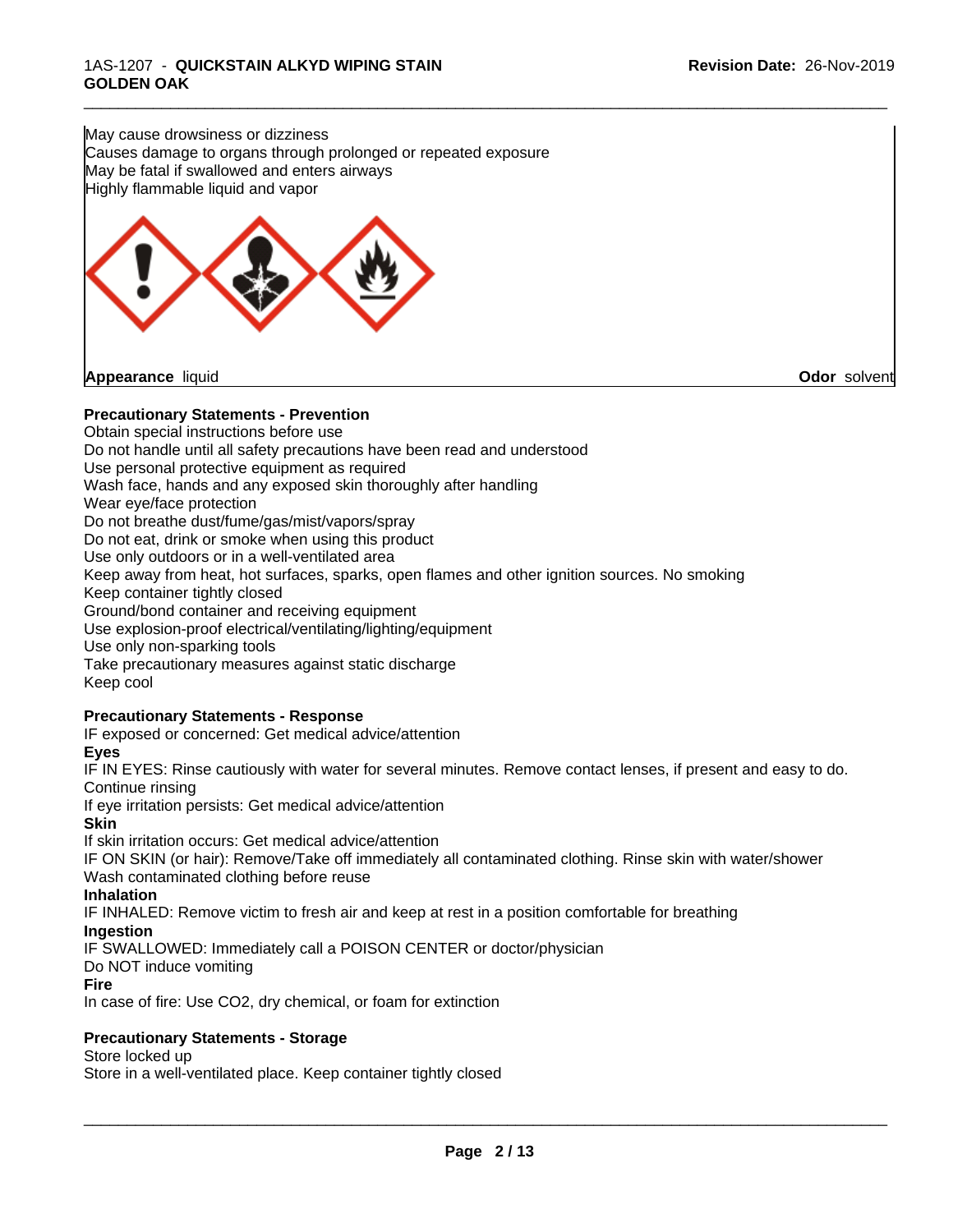May cause drowsiness or dizziness
Causes damage to organs through prolonged or repeated exposure
May be fatal if swallowed and enters airways
Highly flammable liquid and vapor

**Appearance** liquid **Odor** solvent

**Precautionary Statements - Prevention**

Obtain special instructions before use
Do not handle until all safety precautions have been read and understood
Use personal protective equipment as required
Wash face, hands and any exposed skin thoroughly after handling
Wear eye/face protection
Do not breathe dust/fume/gas/mist/vapors/spray
Do not eat, drink or smoke when using this product
Use only outdoors or in a well-ventilated area
Keep away from heat, hot surfaces, sparks, open flames and other ignition sources. No smoking
Keep container tightly closed
Ground/bond container and receiving equipment
Use explosion-proof electrical/ventilating/lighting/equipment
Use only non-sparking tools
Take precautionary measures against static discharge
Keep cool

**Precautionary Statements - Response**

IF exposed or concerned: Get medical advice/attention

**Eyes**

IF IN EYES: Rinse cautiously with water for several minutes. Remove contact lenses, if present and easy to do. Continue rinsing
If eye irritation persists: Get medical advice/attention

**Skin**

If skin irritation occurs: Get medical advice/attention
IF ON SKIN (or hair): Remove/Take off immediately all contaminated clothing. Rinse skin with water/shower
Wash contaminated clothing before reuse

**Inhalation**

IF INHALED: Remove victim to fresh air and keep at rest in a position comfortable for breathing

**Ingestion**

IF SWALLOWED: Immediately call a POISON CENTER or doctor/physician
Do NOT induce vomiting

**Fire**

In case of fire: Use CO2, dry chemical, or foam for extinction

**Precautionary Statements - Storage**

Store locked up
Store in a well-ventilated place. Keep container tightly closed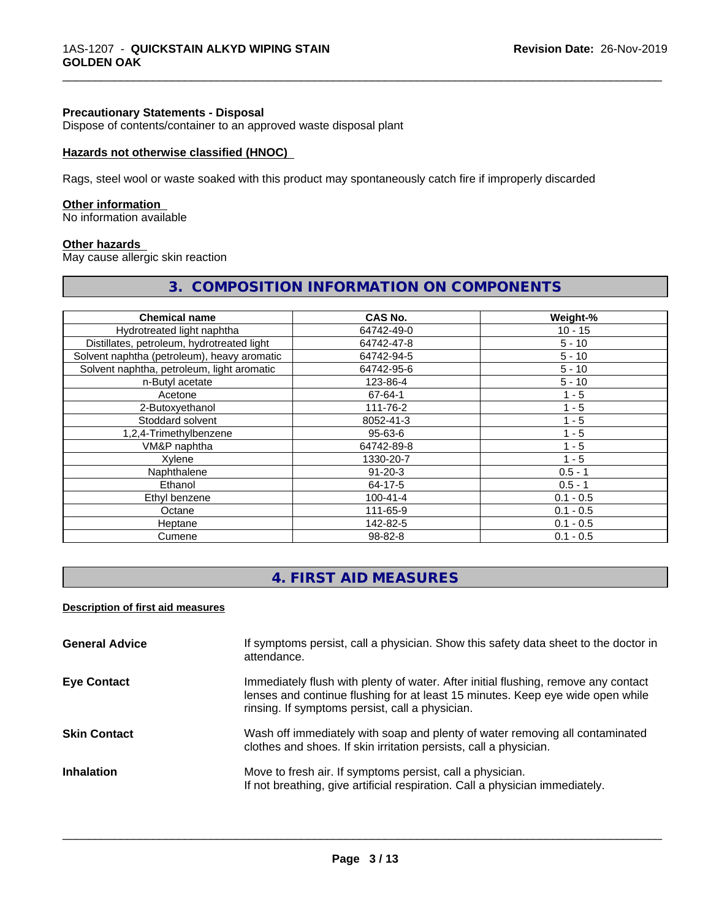**Precautionary Statements - Disposal**
Dispose of contents/container to an approved waste disposal plant

**Hazards not otherwise classified (HNOC)**

Rags, steel wool or waste soaked with this product may spontaneously catch fire if improperly discarded

**Other information**
No information available

**Other hazards**
May cause allergic skin reaction

## 3. COMPOSITION INFORMATION ON COMPONENTS

| Chemical name | CAS No. | Weight-% |
|---|---|---|
| Hydrotreated light naphtha | 64742-49-0 | 10 - 15 |
| Distillates, petroleum, hydrotreated light | 64742-47-8 | 5 - 10 |
| Solvent naphtha (petroleum), heavy aromatic | 64742-94-5 | 5 - 10 |
| Solvent naphtha, petroleum, light aromatic | 64742-95-6 | 5 - 10 |
| n-Butyl acetate | 123-86-4 | 5 - 10 |
| Acetone | 67-64-1 | 1 - 5 |
| 2-Butoxyethanol | 111-76-2 | 1 - 5 |
| Stoddard solvent | 8052-41-3 | 1 - 5 |
| 1,2,4-Trimethylbenzene | 95-63-6 | 1 - 5 |
| VM&P naphtha | 64742-89-8 | 1 - 5 |
| Xylene | 1330-20-7 | 1 - 5 |
| Naphthalene | 91-20-3 | 0.5 - 1 |
| Ethanol | 64-17-5 | 0.5 - 1 |
| Ethyl benzene | 100-41-4 | 0.1 - 0.5 |
| Octane | 111-65-9 | 0.1 - 0.5 |
| Heptane | 142-82-5 | 0.1 - 0.5 |
| Cumene | 98-82-8 | 0.1 - 0.5 |

## 4. FIRST AID MEASURES

**Description of first aid measures**

**General Advice**
If symptoms persist, call a physician. Show this safety data sheet to the doctor in attendance.

**Eye Contact**
Immediately flush with plenty of water. After initial flushing, remove any contact lenses and continue flushing for at least 15 minutes. Keep eye wide open while rinsing. If symptoms persist, call a physician.

**Skin Contact**
Wash off immediately with soap and plenty of water removing all contaminated clothes and shoes. If skin irritation persists, call a physician.

**Inhalation**
Move to fresh air. If symptoms persist, call a physician.
If not breathing, give artificial respiration. Call a physician immediately.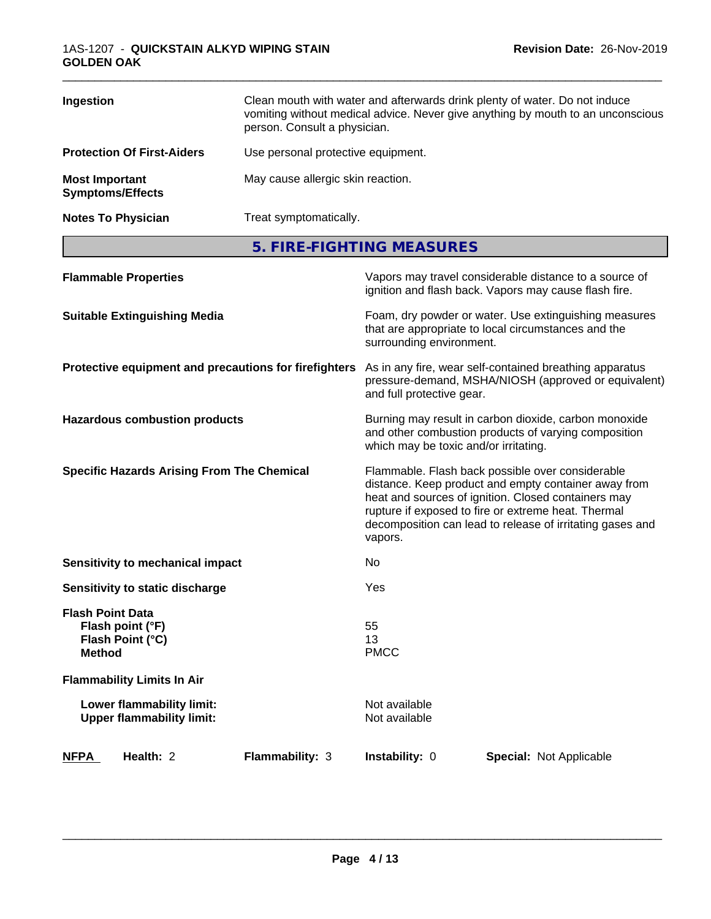| | |
|---|---|
| **Ingestion** | Clean mouth with water and afterwards drink plenty of water. Do not induce vomiting without medical advice. Never give anything by mouth to an unconscious person. Consult a physician. |
| **Protection Of First-Aiders** | Use personal protective equipment. |
| **Most Important Symptoms/Effects** | May cause allergic skin reaction. |
| **Notes To Physician** | Treat symptomatically. |

## 5. FIRE-FIGHTING MEASURES

| | |
|---|---|
| **Flammable Properties** | Vapors may travel considerable distance to a source of ignition and flash back. Vapors may cause flash fire. |
| **Suitable Extinguishing Media** | Foam, dry powder or water. Use extinguishing measures that are appropriate to local circumstances and the surrounding environment. |
| **Protective equipment and precautions for firefighters** | As in any fire, wear self-contained breathing apparatus pressure-demand, MSHA/NIOSH (approved or equivalent) and full protective gear. |
| **Hazardous combustion products** | Burning may result in carbon dioxide, carbon monoxide and other combustion products of varying composition which may be toxic and/or irritating. |
| **Specific Hazards Arising From The Chemical** | Flammable. Flash back possible over considerable distance. Keep product and empty container away from heat and sources of ignition. Closed containers may rupture if exposed to fire or extreme heat. Thermal decomposition can lead to release of irritating gases and vapors. |
| **Sensitivity to mechanical impact** | No |
| **Sensitivity to static discharge** | Yes |

**Flash Point Data**

| | |
|---|---|
| **Flash point (°F)** | 55 |
| **Flash Point (°C)** | 13 |
| **Method** | PMCC |

**Flammability Limits In Air**

| | |
|---|---|
| **Lower flammability limit:** | Not available |
| **Upper flammability limit:** | Not available |

| **NFPA** | **Health:** 2 | **Flammability:** 3 | **Instability:** 0 | **Special:** Not Applicable |
|---|---|---|---|---|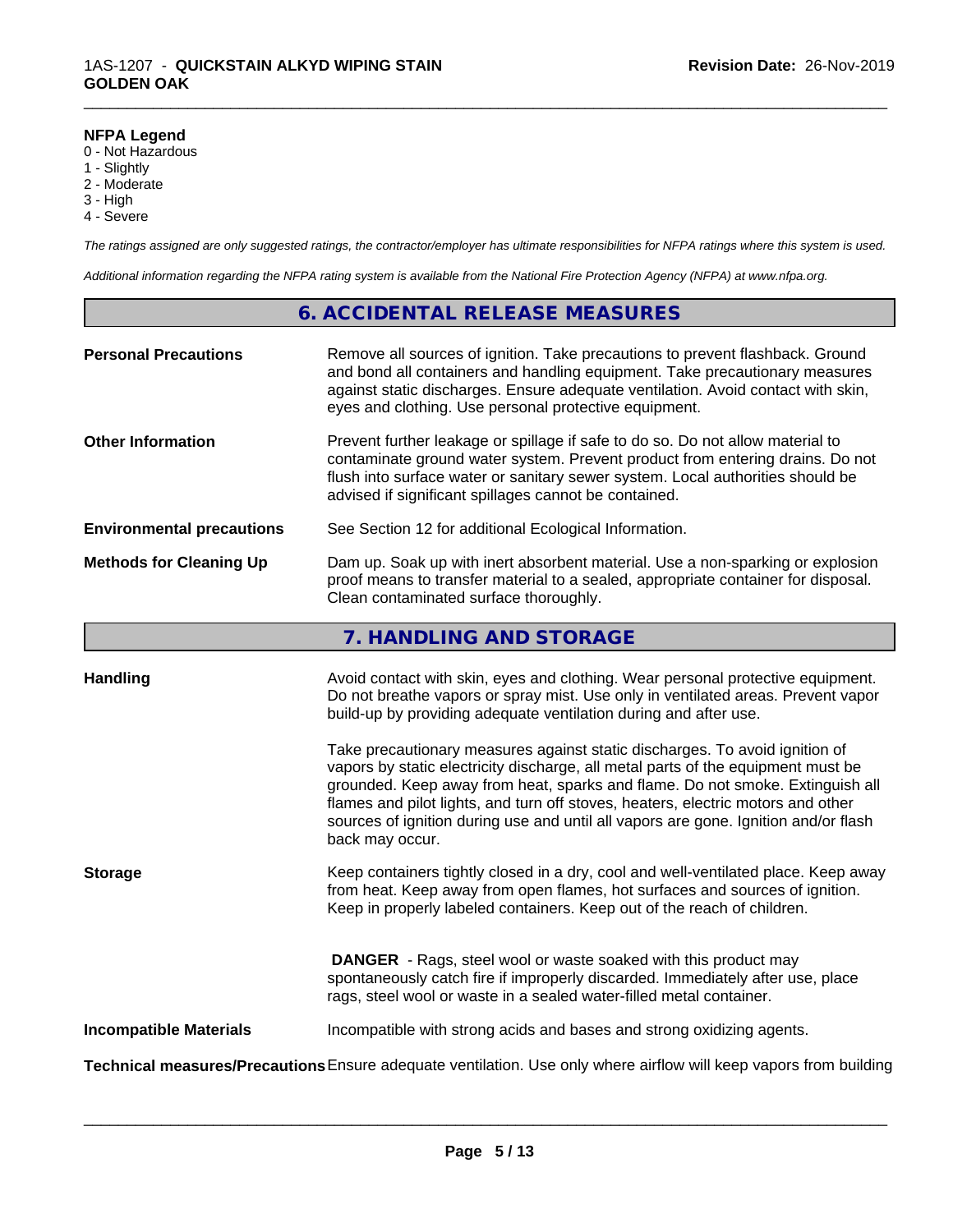**NFPA Legend**
0 - Not Hazardous
1 - Slightly
2 - Moderate
3 - High
4 - Severe

*The ratings assigned are only suggested ratings, the contractor/employer has ultimate responsibilities for NFPA ratings where this system is used.*

*Additional information regarding the NFPA rating system is available from the National Fire Protection Agency (NFPA) at www.nfpa.org.*

## 6. ACCIDENTAL RELEASE MEASURES

**Personal Precautions**
Remove all sources of ignition. Take precautions to prevent flashback. Ground and bond all containers and handling equipment. Take precautionary measures against static discharges. Ensure adequate ventilation. Avoid contact with skin, eyes and clothing. Use personal protective equipment.

**Other Information**
Prevent further leakage or spillage if safe to do so. Do not allow material to contaminate ground water system. Prevent product from entering drains. Do not flush into surface water or sanitary sewer system. Local authorities should be advised if significant spillages cannot be contained.

**Environmental precautions**
See Section 12 for additional Ecological Information.

**Methods for Cleaning Up**
Dam up. Soak up with inert absorbent material. Use a non-sparking or explosion proof means to transfer material to a sealed, appropriate container for disposal. Clean contaminated surface thoroughly.

## 7. HANDLING AND STORAGE

**Handling**
Avoid contact with skin, eyes and clothing. Wear personal protective equipment. Do not breathe vapors or spray mist. Use only in ventilated areas. Prevent vapor build-up by providing adequate ventilation during and after use.

Take precautionary measures against static discharges. To avoid ignition of vapors by static electricity discharge, all metal parts of the equipment must be grounded. Keep away from heat, sparks and flame. Do not smoke. Extinguish all flames and pilot lights, and turn off stoves, heaters, electric motors and other sources of ignition during use and until all vapors are gone. Ignition and/or flash back may occur.

**Storage**
Keep containers tightly closed in a dry, cool and well-ventilated place. Keep away from heat. Keep away from open flames, hot surfaces and sources of ignition. Keep in properly labeled containers. Keep out of the reach of children.

**DANGER** - Rags, steel wool or waste soaked with this product may spontaneously catch fire if improperly discarded. Immediately after use, place rags, steel wool or waste in a sealed water-filled metal container.

**Incompatible Materials**
Incompatible with strong acids and bases and strong oxidizing agents.

**Technical measures/Precautions**
Ensure adequate ventilation. Use only where airflow will keep vapors from building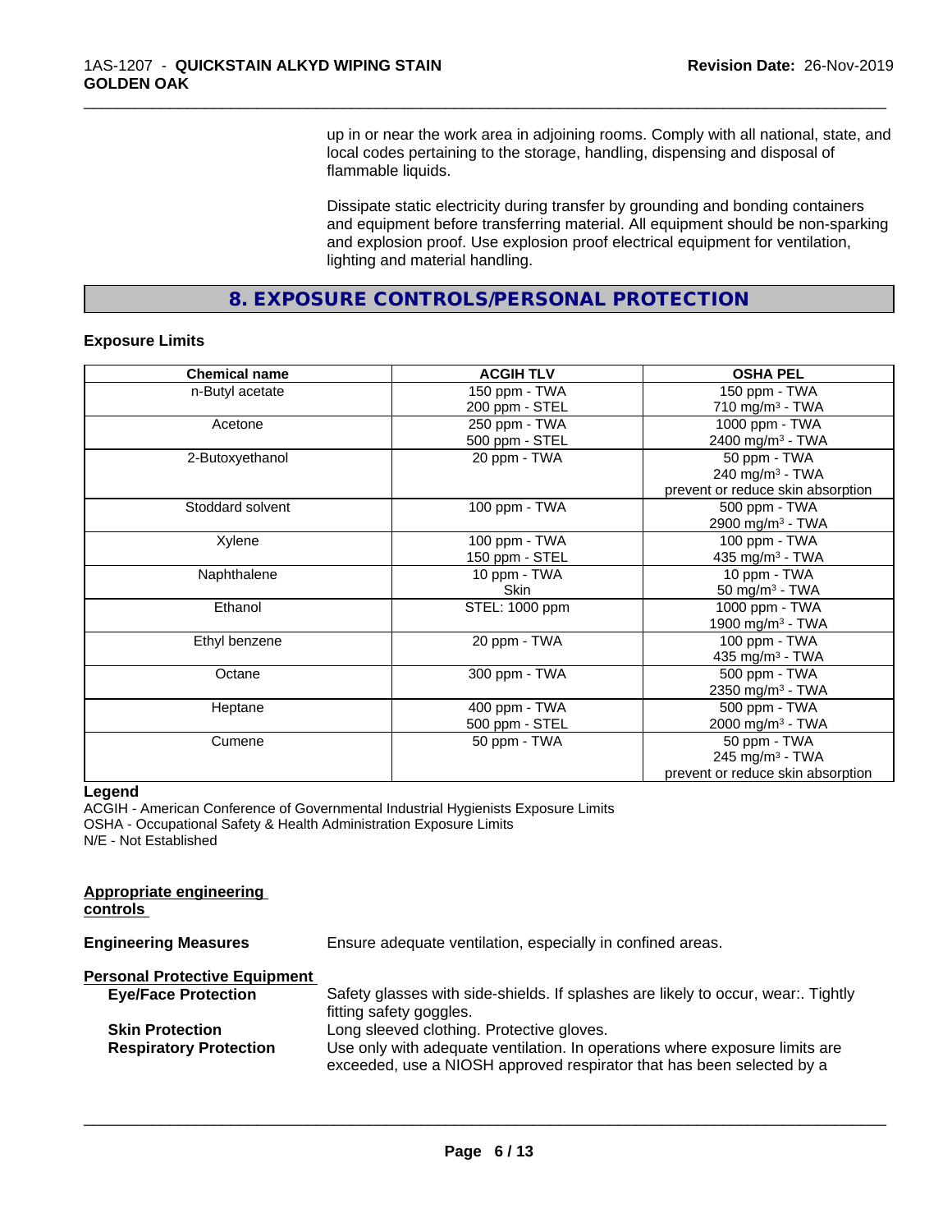up in or near the work area in adjoining rooms. Comply with all national, state, and local codes pertaining to the storage, handling, dispensing and disposal of flammable liquids.

Dissipate static electricity during transfer by grounding and bonding containers and equipment before transferring material. All equipment should be non-sparking and explosion proof. Use explosion proof electrical equipment for ventilation, lighting and material handling.

## 8. EXPOSURE CONTROLS/PERSONAL PROTECTION

### Exposure Limits

| Chemical name | ACGIH TLV | OSHA PEL |
|---|---|---|
| n-Butyl acetate | 150 ppm - TWA<br>200 ppm - STEL | 150 ppm - TWA<br>710 mg/m³ - TWA |
| Acetone | 250 ppm - TWA<br>500 ppm - STEL | 1000 ppm - TWA<br>2400 mg/m³ - TWA |
| 2-Butoxyethanol | 20 ppm - TWA | 50 ppm - TWA<br>240 mg/m³ - TWA<br>prevent or reduce skin absorption |
| Stoddard solvent | 100 ppm - TWA | 500 ppm - TWA<br>2900 mg/m³ - TWA |
| Xylene | 100 ppm - TWA<br>150 ppm - STEL | 100 ppm - TWA<br>435 mg/m³ - TWA |
| Naphthalene | 10 ppm - TWA<br>Skin | 10 ppm - TWA<br>50 mg/m³ - TWA |
| Ethanol | STEL: 1000 ppm | 1000 ppm - TWA<br>1900 mg/m³ - TWA |
| Ethyl benzene | 20 ppm - TWA | 100 ppm - TWA<br>435 mg/m³ - TWA |
| Octane | 300 ppm - TWA | 500 ppm - TWA<br>2350 mg/m³ - TWA |
| Heptane | 400 ppm - TWA<br>500 ppm - STEL | 500 ppm - TWA<br>2000 mg/m³ - TWA |
| Cumene | 50 ppm - TWA | 50 ppm - TWA<br>245 mg/m³ - TWA<br>prevent or reduce skin absorption |

**Legend**

ACGIH - American Conference of Governmental Industrial Hygienists Exposure Limits
OSHA - Occupational Safety & Health Administration Exposure Limits
N/E - Not Established

**Appropriate engineering controls**

**Engineering Measures** Ensure adequate ventilation, especially in confined areas.

**Personal Protective Equipment**

**Eye/Face Protection** Safety glasses with side-shields. If splashes are likely to occur, wear:. Tightly fitting safety goggles.

**Skin Protection** Long sleeved clothing. Protective gloves.

**Respiratory Protection** Use only with adequate ventilation. In operations where exposure limits are exceeded, use a NIOSH approved respirator that has been selected by a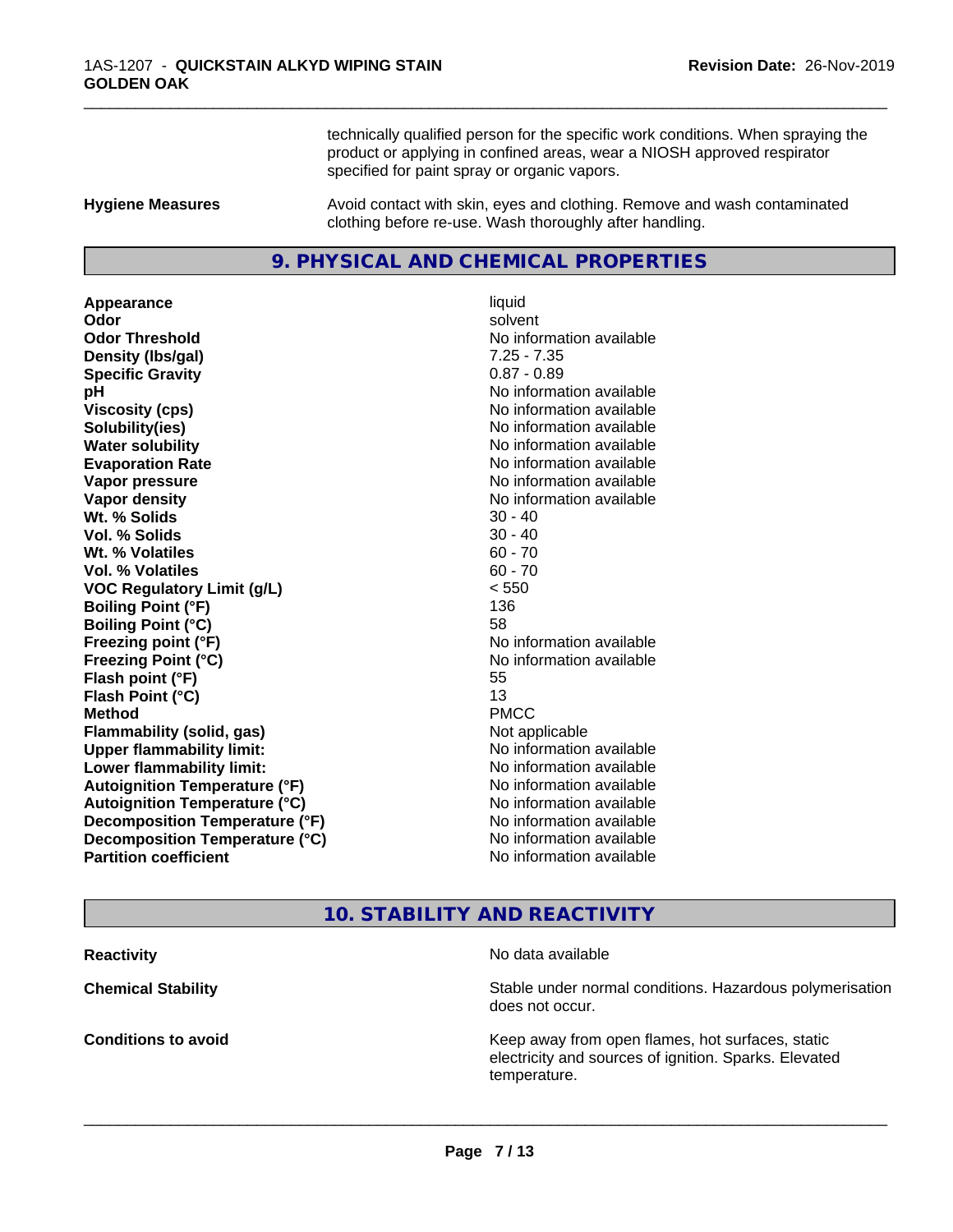technically qualified person for the specific work conditions. When spraying the product or applying in confined areas, wear a NIOSH approved respirator specified for paint spray or organic vapors.

| | |
|---|---|
| **Hygiene Measures** | Avoid contact with skin, eyes and clothing. Remove and wash contaminated clothing before re-use. Wash thoroughly after handling. |

## 9. PHYSICAL AND CHEMICAL PROPERTIES

| | |
|---|---|
| **Appearance** | liquid |
| **Odor** | solvent |
| **Odor Threshold** | No information available |
| **Density (lbs/gal)** | 7.25 - 7.35 |
| **Specific Gravity** | 0.87 - 0.89 |
| **pH** | No information available |
| **Viscosity (cps)** | No information available |
| **Solubility(ies)** | No information available |
| **Water solubility** | No information available |
| **Evaporation Rate** | No information available |
| **Vapor pressure** | No information available |
| **Vapor density** | No information available |
| **Wt. % Solids** | 30 - 40 |
| **Vol. % Solids** | 30 - 40 |
| **Wt. % Volatiles** | 60 - 70 |
| **Vol. % Volatiles** | 60 - 70 |
| **VOC Regulatory Limit (g/L)** | < 550 |
| **Boiling Point (°F)** | 136 |
| **Boiling Point (°C)** | 58 |
| **Freezing point (°F)** | No information available |
| **Freezing Point (°C)** | No information available |
| **Flash point (°F)** | 55 |
| **Flash Point (°C)** | 13 |
| **Method** | PMCC |
| **Flammability (solid, gas)** | Not applicable |
| **Upper flammability limit:** | No information available |
| **Lower flammability limit:** | No information available |
| **Autoignition Temperature (°F)** | No information available |
| **Autoignition Temperature (°C)** | No information available |
| **Decomposition Temperature (°F)** | No information available |
| **Decomposition Temperature (°C)** | No information available |
| **Partition coefficient** | No information available |

## 10. STABILITY AND REACTIVITY

| | |
|---|---|
| **Reactivity** | No data available |
| **Chemical Stability** | Stable under normal conditions. Hazardous polymerisation does not occur. |
| **Conditions to avoid** | Keep away from open flames, hot surfaces, static electricity and sources of ignition. Sparks. Elevated temperature. |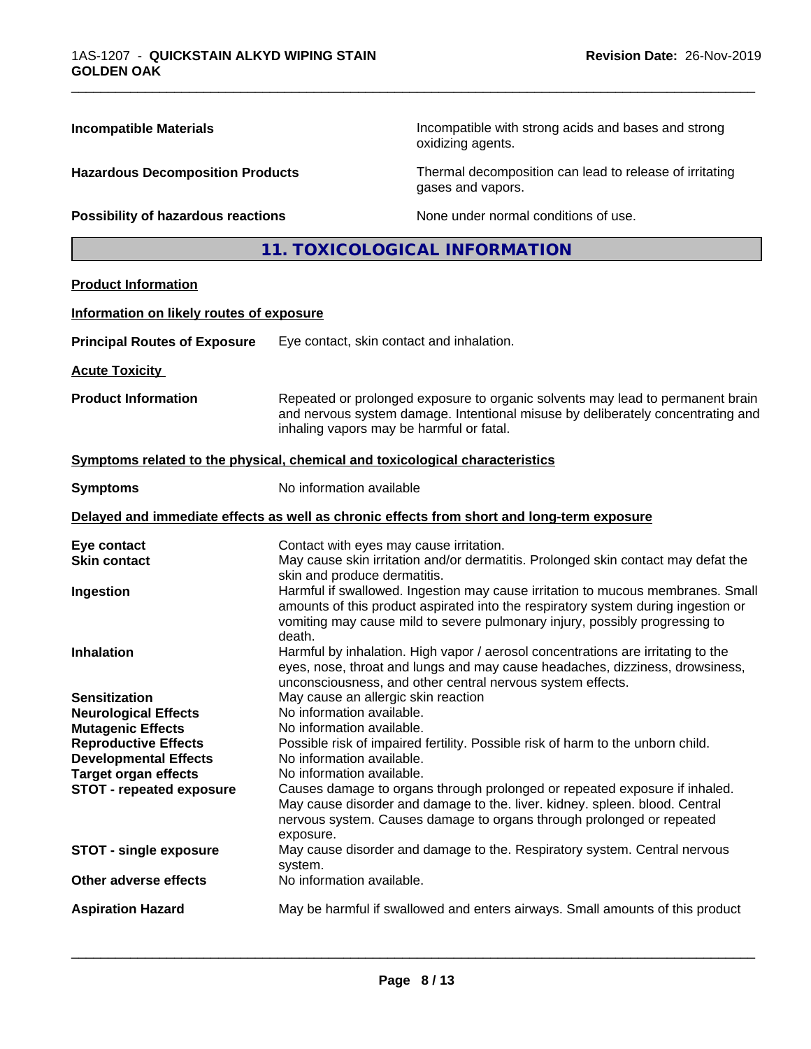| | |
|---|---|
| **Incompatible Materials** | Incompatible with strong acids and bases and strong oxidizing agents. |
| **Hazardous Decomposition Products** | Thermal decomposition can lead to release of irritating gases and vapors. |
| **Possibility of hazardous reactions** | None under normal conditions of use. |

## 11. TOXICOLOGICAL INFORMATION

**Product Information**

**Information on likely routes of exposure**

**Principal Routes of Exposure** Eye contact, skin contact and inhalation.

**Acute Toxicity**

**Product Information** Repeated or prolonged exposure to organic solvents may lead to permanent brain and nervous system damage. Intentional misuse by deliberately concentrating and inhaling vapors may be harmful or fatal.

**Symptoms related to the physical, chemical and toxicological characteristics**

**Symptoms** No information available

**Delayed and immediate effects as well as chronic effects from short and long-term exposure**

| | |
|---|---|
| **Eye contact** | Contact with eyes may cause irritation. |
| **Skin contact** | May cause skin irritation and/or dermatitis. Prolonged skin contact may defat the skin and produce dermatitis. |
| **Ingestion** | Harmful if swallowed. Ingestion may cause irritation to mucous membranes. Small amounts of this product aspirated into the respiratory system during ingestion or vomiting may cause mild to severe pulmonary injury, possibly progressing to death. |
| **Inhalation** | Harmful by inhalation. High vapor / aerosol concentrations are irritating to the eyes, nose, throat and lungs and may cause headaches, dizziness, drowsiness, unconsciousness, and other central nervous system effects. |
| **Sensitization** | May cause an allergic skin reaction |
| **Neurological Effects** | No information available. |
| **Mutagenic Effects** | No information available. |
| **Reproductive Effects** | Possible risk of impaired fertility. Possible risk of harm to the unborn child. |
| **Developmental Effects** | No information available. |
| **Target organ effects** | No information available. |
| **STOT - repeated exposure** | Causes damage to organs through prolonged or repeated exposure if inhaled. May cause disorder and damage to the. liver. kidney. spleen. blood. Central nervous system. Causes damage to organs through prolonged or repeated exposure. |
| **STOT - single exposure** | May cause disorder and damage to the. Respiratory system. Central nervous system. |
| **Other adverse effects** | No information available. |
| **Aspiration Hazard** | May be harmful if swallowed and enters airways. Small amounts of this product |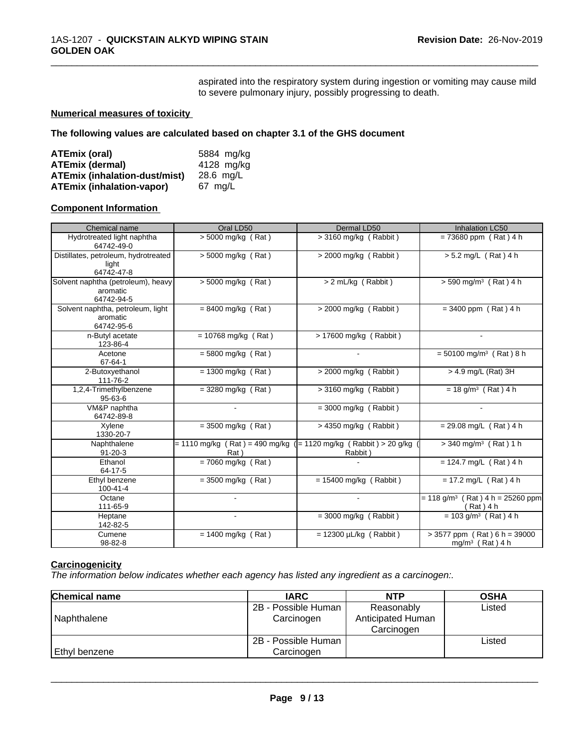aspirated into the respiratory system during ingestion or vomiting may cause mild to severe pulmonary injury, possibly progressing to death.

**Numerical measures of toxicity**

**The following values are calculated based on chapter 3.1 of the GHS document**

| | |
|---|---|
| **ATEmix (oral)** | 5884 mg/kg |
| **ATEmix (dermal)** | 4128 mg/kg |
| **ATEmix (inhalation-dust/mist)** | 28.6 mg/L |
| **ATEmix (inhalation-vapor)** | 67 mg/L |

**Component Information**

| Chemical name | Oral LD50 | Dermal LD50 | Inhalation LC50 |
|---|---|---|---|
| Hydrotreated light naphtha<br>64742-49-0 | > 5000 mg/kg ( Rat ) | > 3160 mg/kg ( Rabbit ) | = 73680 ppm ( Rat ) 4 h |
| Distillates, petroleum, hydrotreated light<br>64742-47-8 | > 5000 mg/kg ( Rat ) | > 2000 mg/kg ( Rabbit ) | > 5.2 mg/L ( Rat ) 4 h |
| Solvent naphtha (petroleum), heavy aromatic<br>64742-94-5 | > 5000 mg/kg ( Rat ) | > 2 mL/kg ( Rabbit ) | > 590 mg/m³ ( Rat ) 4 h |
| Solvent naphtha, petroleum, light aromatic<br>64742-95-6 | = 8400 mg/kg ( Rat ) | > 2000 mg/kg ( Rabbit ) | = 3400 ppm ( Rat ) 4 h |
| n-Butyl acetate<br>123-86-4 | = 10768 mg/kg ( Rat ) | > 17600 mg/kg ( Rabbit ) | - |
| Acetone<br>67-64-1 | = 5800 mg/kg ( Rat ) | - | = 50100 mg/m³ ( Rat ) 8 h |
| 2-Butoxyethanol<br>111-76-2 | = 1300 mg/kg ( Rat ) | > 2000 mg/kg ( Rabbit ) | > 4.9 mg/L (Rat) 3H |
| 1,2,4-Trimethylbenzene<br>95-63-6 | = 3280 mg/kg ( Rat ) | > 3160 mg/kg ( Rabbit ) | = 18 g/m³ ( Rat ) 4 h |
| VM&P naphtha<br>64742-89-8 | - | = 3000 mg/kg ( Rabbit ) | - |
| Xylene<br>1330-20-7 | = 3500 mg/kg ( Rat ) | > 4350 mg/kg ( Rabbit ) | = 29.08 mg/L ( Rat ) 4 h |
| Naphthalene<br>91-20-3 | = 1110 mg/kg ( Rat ) = 490 mg/kg ( Rat ) | = 1120 mg/kg ( Rabbit ) > 20 g/kg ( Rabbit ) | > 340 mg/m³ ( Rat ) 1 h |
| Ethanol<br>64-17-5 | = 7060 mg/kg ( Rat ) | - | = 124.7 mg/L ( Rat ) 4 h |
| Ethyl benzene<br>100-41-4 | = 3500 mg/kg ( Rat ) | = 15400 mg/kg ( Rabbit ) | = 17.2 mg/L ( Rat ) 4 h |
| Octane<br>111-65-9 | - | - | = 118 g/m³ ( Rat ) 4 h = 25260 ppm ( Rat ) 4 h |
| Heptane<br>142-82-5 | - | = 3000 mg/kg ( Rabbit ) | = 103 g/m³ ( Rat ) 4 h |
| Cumene<br>98-82-8 | = 1400 mg/kg ( Rat ) | = 12300 µL/kg ( Rabbit ) | > 3577 ppm ( Rat ) 6 h = 39000 mg/m³ ( Rat ) 4 h |

**Carcinogenicity**

*The information below indicates whether each agency has listed any ingredient as a carcinogen:.*

| Chemical name | IARC | NTP | OSHA |
|---|---|---|---|
| Naphthalene | 2B - Possible Human Carcinogen | Reasonably Anticipated Human Carcinogen | Listed |
| Ethyl benzene | 2B - Possible Human Carcinogen | | Listed |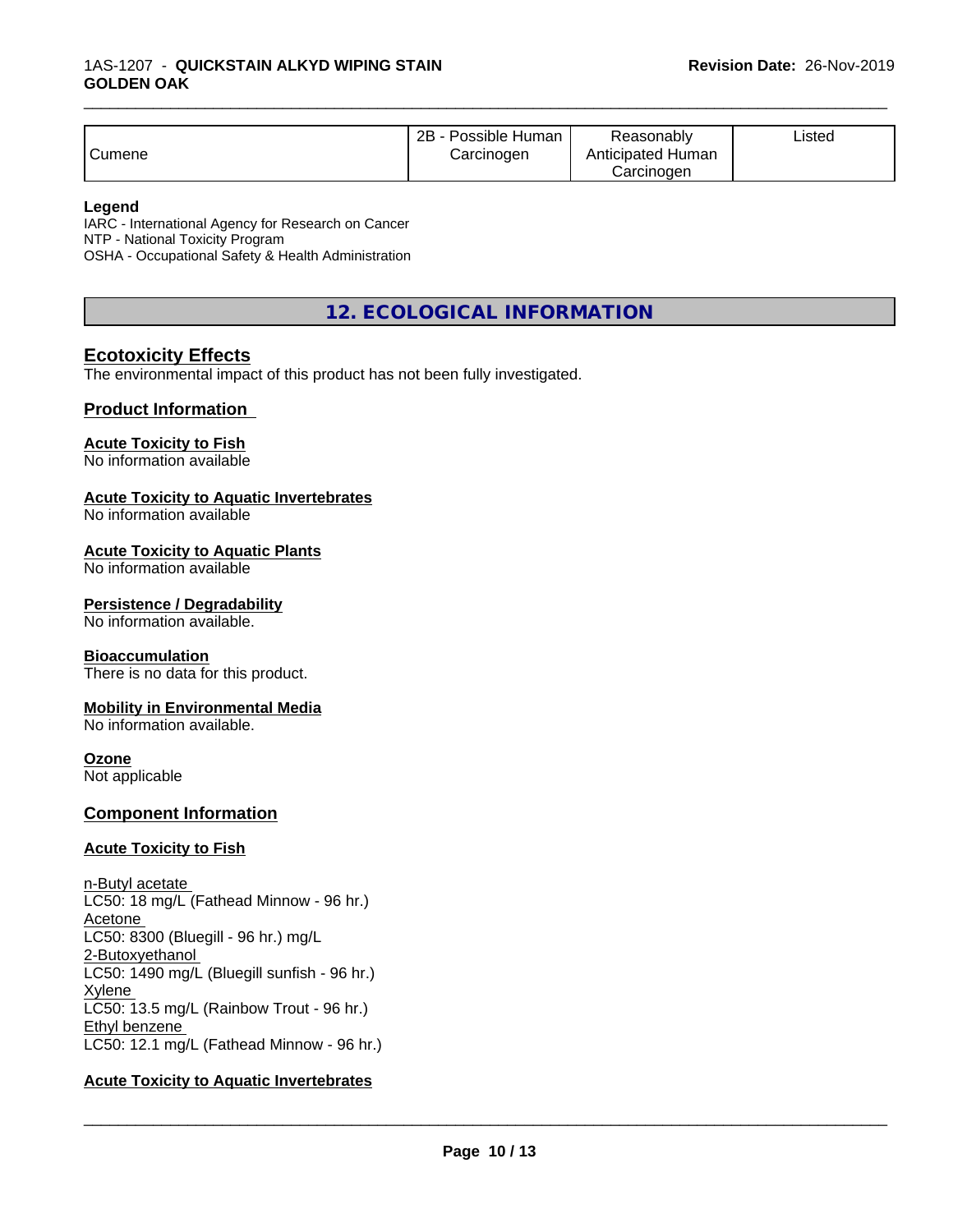| Cumene | 2B - Possible Human Carcinogen | Reasonably Anticipated Human Carcinogen | Listed |
|---|---|---|---|

**Legend**
IARC - International Agency for Research on Cancer
NTP - National Toxicity Program
OSHA - Occupational Safety & Health Administration

## 12. ECOLOGICAL INFORMATION

### Ecotoxicity Effects

The environmental impact of this product has not been fully investigated.

### Product Information

**Acute Toxicity to Fish**
No information available

**Acute Toxicity to Aquatic Invertebrates**
No information available

**Acute Toxicity to Aquatic Plants**
No information available

**Persistence / Degradability**
No information available.

**Bioaccumulation**
There is no data for this product.

**Mobility in Environmental Media**
No information available.

**Ozone**
Not applicable

### Component Information

**Acute Toxicity to Fish**

n-Butyl acetate
LC50: 18 mg/L (Fathead Minnow - 96 hr.)
Acetone
LC50: 8300 (Bluegill - 96 hr.) mg/L
2-Butoxyethanol
LC50: 1490 mg/L (Bluegill sunfish - 96 hr.)
Xylene
LC50: 13.5 mg/L (Rainbow Trout - 96 hr.)
Ethyl benzene
LC50: 12.1 mg/L (Fathead Minnow - 96 hr.)

**Acute Toxicity to Aquatic Invertebrates**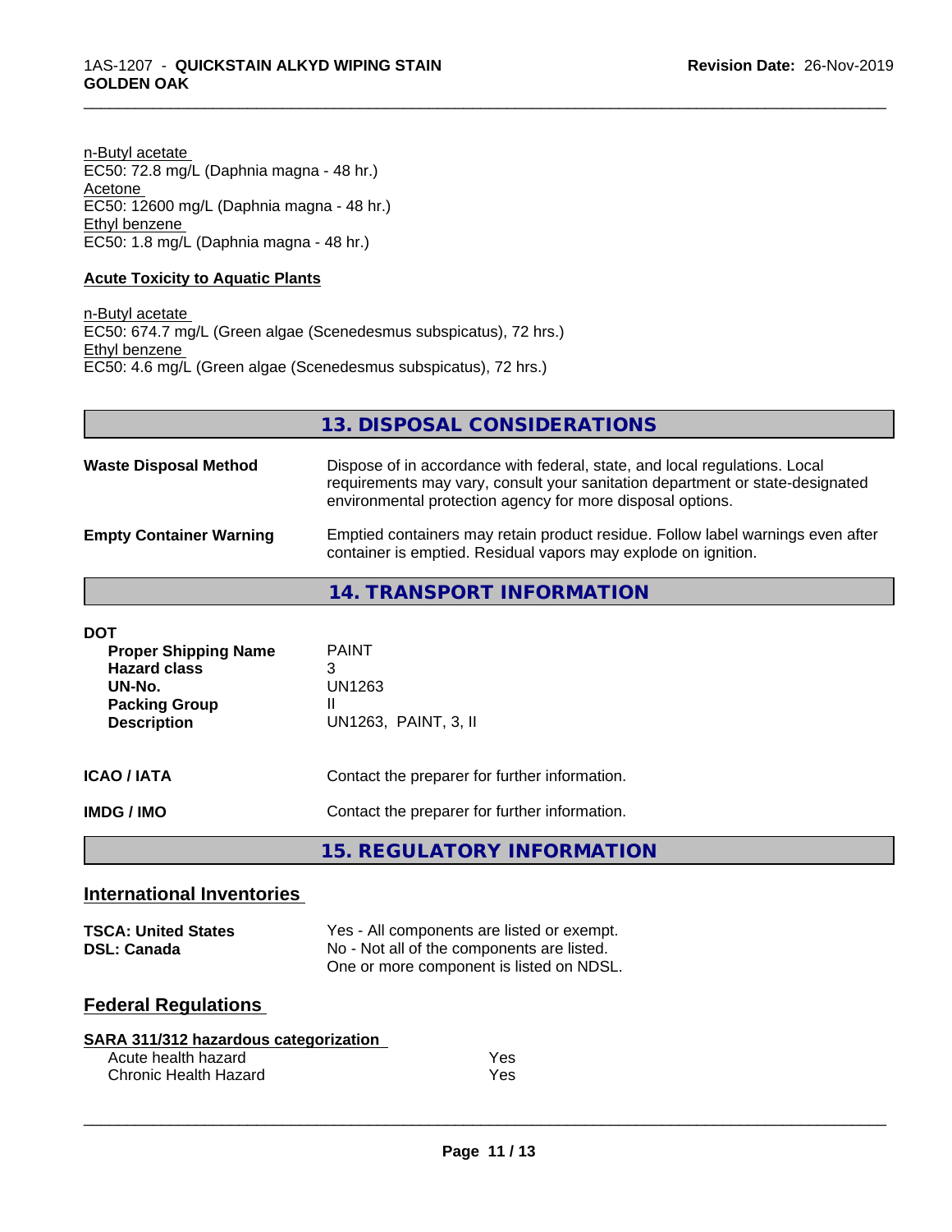n-Butyl acetate
EC50: 72.8 mg/L (Daphnia magna - 48 hr.)
Acetone
EC50: 12600 mg/L (Daphnia magna - 48 hr.)
Ethyl benzene
EC50: 1.8 mg/L (Daphnia magna - 48 hr.)

**Acute Toxicity to Aquatic Plants**

n-Butyl acetate
EC50: 674.7 mg/L (Green algae (Scenedesmus subspicatus), 72 hrs.)
Ethyl benzene
EC50: 4.6 mg/L (Green algae (Scenedesmus subspicatus), 72 hrs.)

## 13. DISPOSAL CONSIDERATIONS

| | |
|---|---|
| **Waste Disposal Method** | Dispose of in accordance with federal, state, and local regulations. Local requirements may vary, consult your sanitation department or state-designated environmental protection agency for more disposal options. |
| **Empty Container Warning** | Emptied containers may retain product residue. Follow label warnings even after container is emptied. Residual vapors may explode on ignition. |

## 14. TRANSPORT INFORMATION

**DOT**

| | |
|---|---|
| **Proper Shipping Name** | PAINT |
| **Hazard class** | 3 |
| **UN-No.** | UN1263 |
| **Packing Group** | II |
| **Description** | UN1263, PAINT, 3, II |

| | |
|---|---|
| **ICAO / IATA** | Contact the preparer for further information. |
| **IMDG / IMO** | Contact the preparer for further information. |

## 15. REGULATORY INFORMATION

### International Inventories

| | |
|---|---|
| **TSCA: United States** | Yes - All components are listed or exempt. |
| **DSL: Canada** | No - Not all of the components are listed. One or more component is listed on NDSL. |

### Federal Regulations

**SARA 311/312 hazardous categorization**

| | |
|---|---|
| Acute health hazard | Yes |
| Chronic Health Hazard | Yes |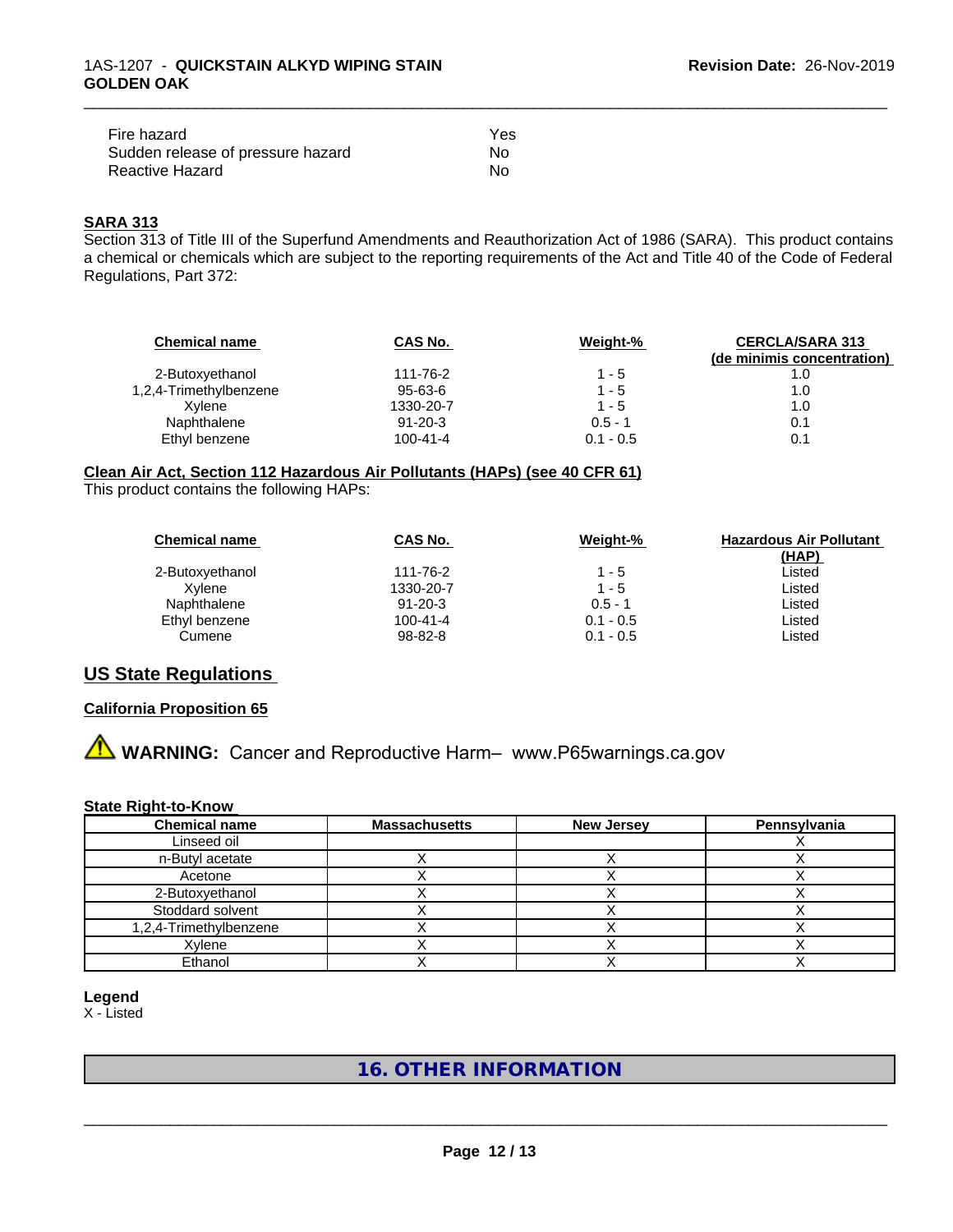| | |
|---|---|
| Fire hazard | Yes |
| Sudden release of pressure hazard | No |
| Reactive Hazard | No |

**SARA 313**

Section 313 of Title III of the Superfund Amendments and Reauthorization Act of 1986 (SARA). This product contains a chemical or chemicals which are subject to the reporting requirements of the Act and Title 40 of the Code of Federal Regulations, Part 372:

| Chemical name | CAS No. | Weight-% | CERCLA/SARA 313 (de minimis concentration) |
|---|---|---|---|
| 2-Butoxyethanol | 111-76-2 | 1 - 5 | 1.0 |
| 1,2,4-Trimethylbenzene | 95-63-6 | 1 - 5 | 1.0 |
| Xylene | 1330-20-7 | 1 - 5 | 1.0 |
| Naphthalene | 91-20-3 | 0.5 - 1 | 0.1 |
| Ethyl benzene | 100-41-4 | 0.1 - 0.5 | 0.1 |

**Clean Air Act, Section 112 Hazardous Air Pollutants (HAPs) (see 40 CFR 61)**

This product contains the following HAPs:

| Chemical name | CAS No. | Weight-% | Hazardous Air Pollutant (HAP) |
|---|---|---|---|
| 2-Butoxyethanol | 111-76-2 | 1 - 5 | Listed |
| Xylene | 1330-20-7 | 1 - 5 | Listed |
| Naphthalene | 91-20-3 | 0.5 - 1 | Listed |
| Ethyl benzene | 100-41-4 | 0.1 - 0.5 | Listed |
| Cumene | 98-82-8 | 0.1 - 0.5 | Listed |

## US State Regulations

**California Proposition 65**

⚠ **WARNING:** Cancer and Reproductive Harm– www.P65warnings.ca.gov

**State Right-to-Know**

| Chemical name | Massachusetts | New Jersey | Pennsylvania |
|---|---|---|---|
| Linseed oil | | | X |
| n-Butyl acetate | X | X | X |
| Acetone | X | X | X |
| 2-Butoxyethanol | X | X | X |
| Stoddard solvent | X | X | X |
| 1,2,4-Trimethylbenzene | X | X | X |
| Xylene | X | X | X |
| Ethanol | X | X | X |

**Legend**

X - Listed

## 16. OTHER INFORMATION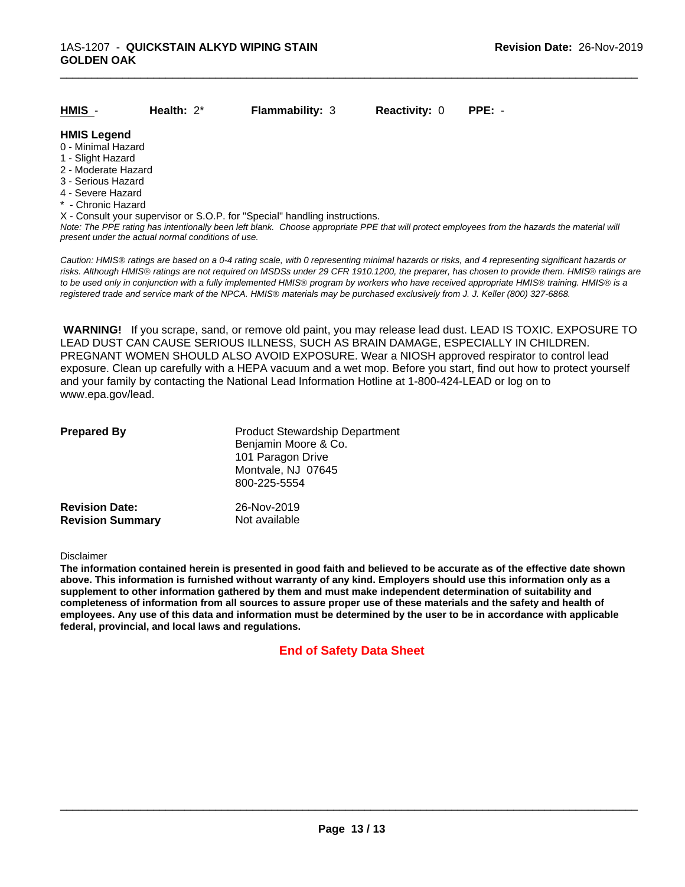| HMIS - | Health: 2* | Flammability: 3 | Reactivity: 0 | PPE: - |
|---|---|---|---|---|

**HMIS Legend**

0 - Minimal Hazard
1 - Slight Hazard
2 - Moderate Hazard
3 - Serious Hazard
4 - Severe Hazard
* - Chronic Hazard
X - Consult your supervisor or S.O.P. for "Special" handling instructions.

*Note: The PPE rating has intentionally been left blank. Choose appropriate PPE that will protect employees from the hazards the material will present under the actual normal conditions of use.*

*Caution: HMIS® ratings are based on a 0-4 rating scale, with 0 representing minimal hazards or risks, and 4 representing significant hazards or risks. Although HMIS® ratings are not required on MSDSs under 29 CFR 1910.1200, the preparer, has chosen to provide them. HMIS® ratings are to be used only in conjunction with a fully implemented HMIS® program by workers who have received appropriate HMIS® training. HMIS® is a registered trade and service mark of the NPCA. HMIS® materials may be purchased exclusively from J. J. Keller (800) 327-6868.*

**WARNING!** If you scrape, sand, or remove old paint, you may release lead dust. LEAD IS TOXIC. EXPOSURE TO LEAD DUST CAN CAUSE SERIOUS ILLNESS, SUCH AS BRAIN DAMAGE, ESPECIALLY IN CHILDREN. PREGNANT WOMEN SHOULD ALSO AVOID EXPOSURE. Wear a NIOSH approved respirator to control lead exposure. Clean up carefully with a HEPA vacuum and a wet mop. Before you start, find out how to protect yourself and your family by contacting the National Lead Information Hotline at 1-800-424-LEAD or log on to www.epa.gov/lead.

| | |
|---|---|
| **Prepared By** | Product Stewardship Department<br>Benjamin Moore & Co.<br>101 Paragon Drive<br>Montvale, NJ 07645<br>800-225-5554 |
| **Revision Date:** | 26-Nov-2019 |
| **Revision Summary** | Not available |

Disclaimer

**The information contained herein is presented in good faith and believed to be accurate as of the effective date shown above. This information is furnished without warranty of any kind. Employers should use this information only as a supplement to other information gathered by them and must make independent determination of suitability and completeness of information from all sources to assure proper use of these materials and the safety and health of employees. Any use of this data and information must be determined by the user to be in accordance with applicable federal, provincial, and local laws and regulations.**

**End of Safety Data Sheet**